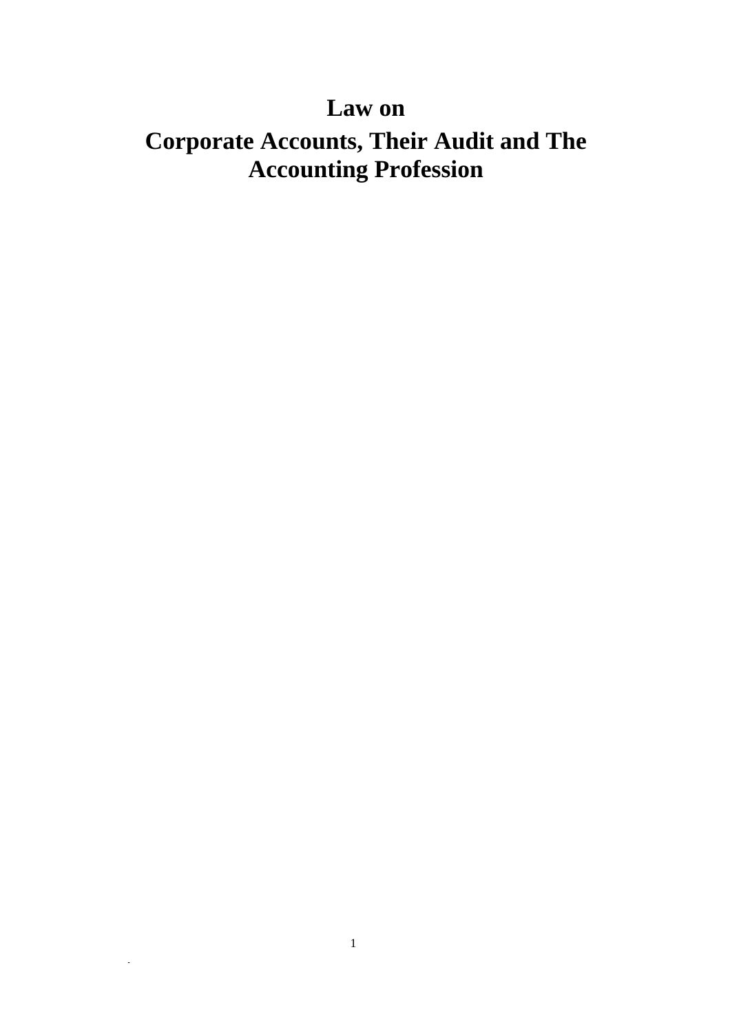# Law on

# Corporate Accounts, Their Audit and The Accounting Profession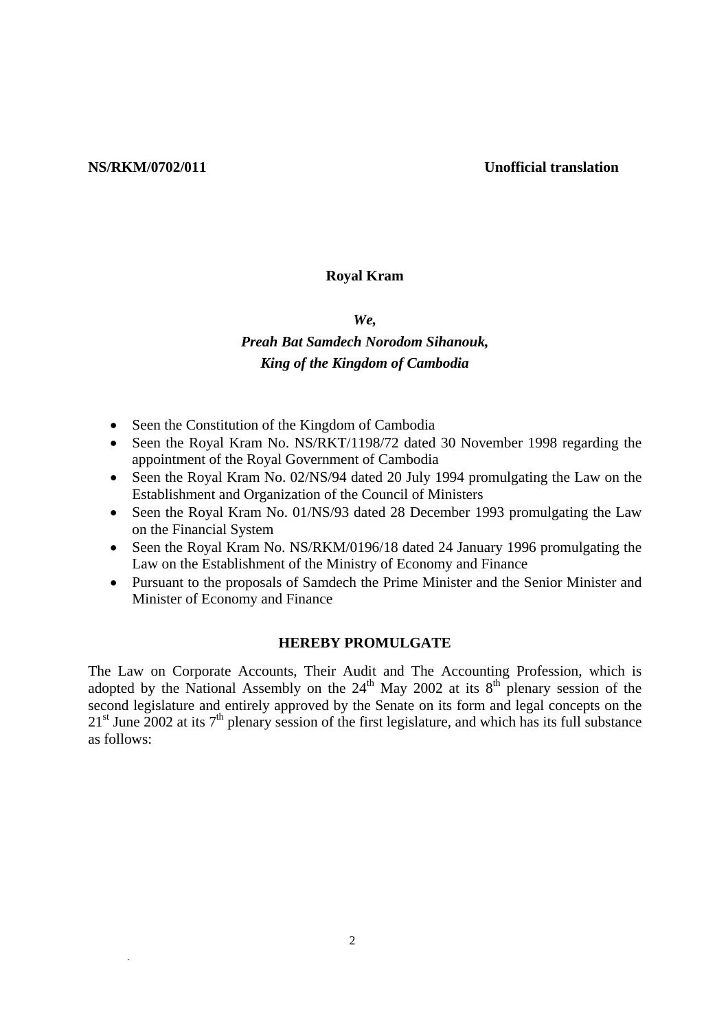**NS/RKM/0702/011** **Unofficial translation**

**Royal Kram**

***We,***

***Preah Bat Samdech Norodom Sihanouk,***

***King of the Kingdom of Cambodia***

- Seen the Constitution of the Kingdom of Cambodia
- Seen the Royal Kram No. NS/RKT/1198/72 dated 30 November 1998 regarding the appointment of the Royal Government of Cambodia
- Seen the Royal Kram No. 02/NS/94 dated 20 July 1994 promulgating the Law on the Establishment and Organization of the Council of Ministers
- Seen the Royal Kram No. 01/NS/93 dated 28 December 1993 promulgating the Law on the Financial System
- Seen the Royal Kram No. NS/RKM/0196/18 dated 24 January 1996 promulgating the Law on the Establishment of the Ministry of Economy and Finance
- Pursuant to the proposals of Samdech the Prime Minister and the Senior Minister and Minister of Economy and Finance

**HEREBY PROMULGATE**

The Law on Corporate Accounts, Their Audit and The Accounting Profession, which is adopted by the National Assembly on the 24th May 2002 at its 8th plenary session of the second legislature and entirely approved by the Senate on its form and legal concepts on the 21st June 2002 at its 7th plenary session of the first legislature, and which has its full substance as follows: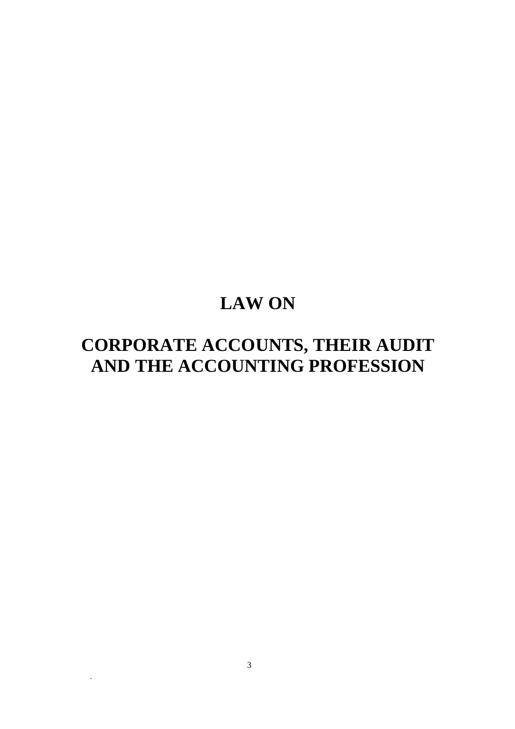# LAW ON

# CORPORATE ACCOUNTS, THEIR AUDIT AND THE ACCOUNTING PROFESSION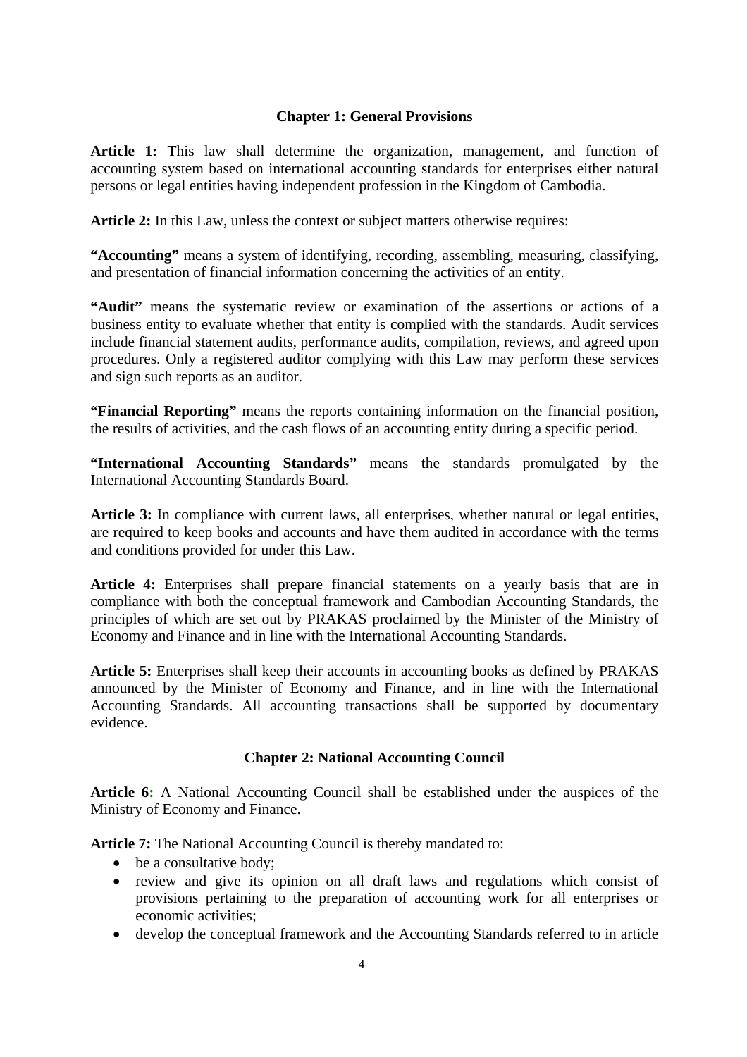## Chapter 1: General Provisions

**Article 1:** This law shall determine the organization, management, and function of accounting system based on international accounting standards for enterprises either natural persons or legal entities having independent profession in the Kingdom of Cambodia.

**Article 2:** In this Law, unless the context or subject matters otherwise requires:

**"Accounting"** means a system of identifying, recording, assembling, measuring, classifying, and presentation of financial information concerning the activities of an entity.

**"Audit"** means the systematic review or examination of the assertions or actions of a business entity to evaluate whether that entity is complied with the standards. Audit services include financial statement audits, performance audits, compilation, reviews, and agreed upon procedures. Only a registered auditor complying with this Law may perform these services and sign such reports as an auditor.

**"Financial Reporting"** means the reports containing information on the financial position, the results of activities, and the cash flows of an accounting entity during a specific period.

**"International Accounting Standards"** means the standards promulgated by the International Accounting Standards Board.

**Article 3:** In compliance with current laws, all enterprises, whether natural or legal entities, are required to keep books and accounts and have them audited in accordance with the terms and conditions provided for under this Law.

**Article 4:** Enterprises shall prepare financial statements on a yearly basis that are in compliance with both the conceptual framework and Cambodian Accounting Standards, the principles of which are set out by PRAKAS proclaimed by the Minister of the Ministry of Economy and Finance and in line with the International Accounting Standards.

**Article 5:** Enterprises shall keep their accounts in accounting books as defined by PRAKAS announced by the Minister of Economy and Finance, and in line with the International Accounting Standards. All accounting transactions shall be supported by documentary evidence.

## Chapter 2: National Accounting Council

**Article 6:** A National Accounting Council shall be established under the auspices of the Ministry of Economy and Finance.

**Article 7:** The National Accounting Council is thereby mandated to:

- be a consultative body;
- review and give its opinion on all draft laws and regulations which consist of provisions pertaining to the preparation of accounting work for all enterprises or economic activities;
- develop the conceptual framework and the Accounting Standards referred to in article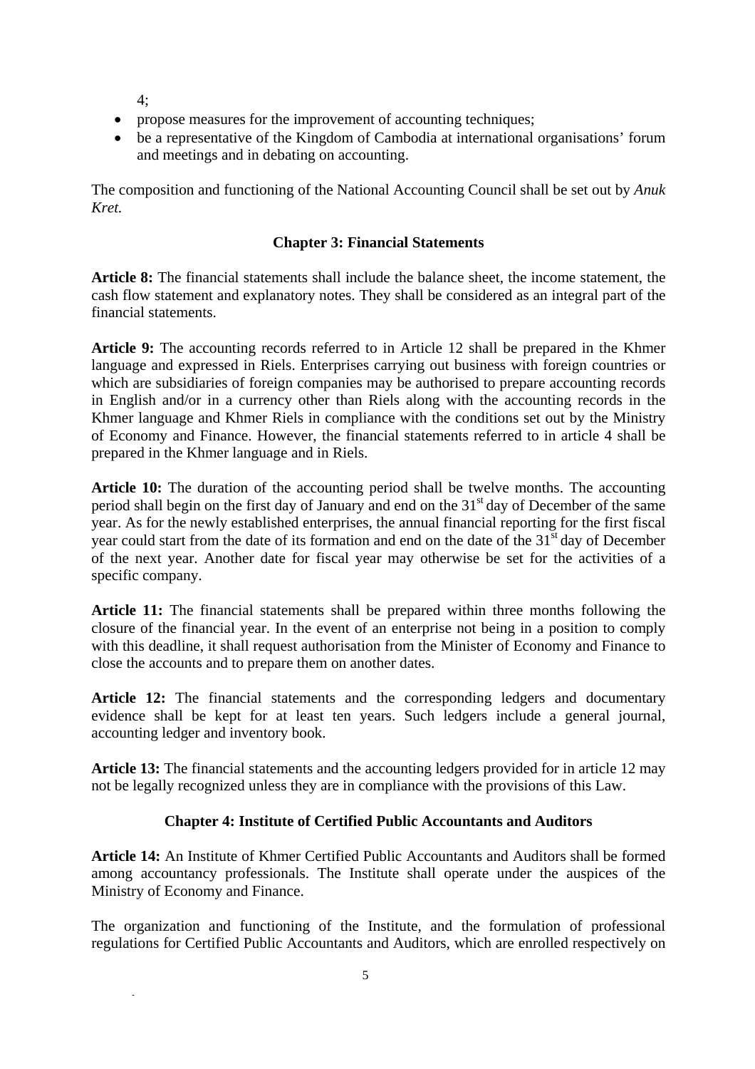4;

- propose measures for the improvement of accounting techniques;
- be a representative of the Kingdom of Cambodia at international organisations' forum and meetings and in debating on accounting.

The composition and functioning of the National Accounting Council shall be set out by *Anuk Kret.*

## Chapter 3: Financial Statements

**Article 8:** The financial statements shall include the balance sheet, the income statement, the cash flow statement and explanatory notes. They shall be considered as an integral part of the financial statements.

**Article 9:** The accounting records referred to in Article 12 shall be prepared in the Khmer language and expressed in Riels. Enterprises carrying out business with foreign countries or which are subsidiaries of foreign companies may be authorised to prepare accounting records in English and/or in a currency other than Riels along with the accounting records in the Khmer language and Khmer Riels in compliance with the conditions set out by the Ministry of Economy and Finance. However, the financial statements referred to in article 4 shall be prepared in the Khmer language and in Riels.

**Article 10:** The duration of the accounting period shall be twelve months. The accounting period shall begin on the first day of January and end on the 31st day of December of the same year. As for the newly established enterprises, the annual financial reporting for the first fiscal year could start from the date of its formation and end on the date of the 31st day of December of the next year. Another date for fiscal year may otherwise be set for the activities of a specific company.

**Article 11:** The financial statements shall be prepared within three months following the closure of the financial year. In the event of an enterprise not being in a position to comply with this deadline, it shall request authorisation from the Minister of Economy and Finance to close the accounts and to prepare them on another dates.

**Article 12:** The financial statements and the corresponding ledgers and documentary evidence shall be kept for at least ten years. Such ledgers include a general journal, accounting ledger and inventory book.

**Article 13:** The financial statements and the accounting ledgers provided for in article 12 may not be legally recognized unless they are in compliance with the provisions of this Law.

## Chapter 4: Institute of Certified Public Accountants and Auditors

**Article 14:** An Institute of Khmer Certified Public Accountants and Auditors shall be formed among accountancy professionals. The Institute shall operate under the auspices of the Ministry of Economy and Finance.

The organization and functioning of the Institute, and the formulation of professional regulations for Certified Public Accountants and Auditors, which are enrolled respectively on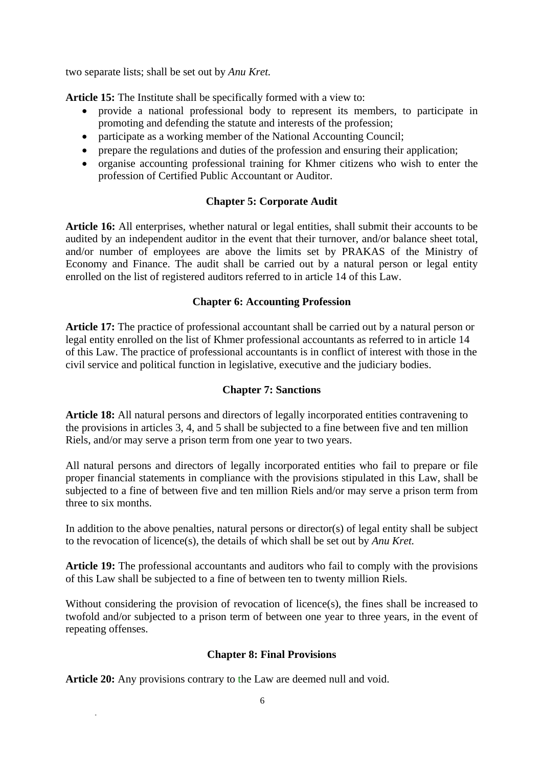two separate lists; shall be set out by *Anu Kret.*

**Article 15:** The Institute shall be specifically formed with a view to:

- provide a national professional body to represent its members, to participate in promoting and defending the statute and interests of the profession;
- participate as a working member of the National Accounting Council;
- prepare the regulations and duties of the profession and ensuring their application;
- organise accounting professional training for Khmer citizens who wish to enter the profession of Certified Public Accountant or Auditor.

### Chapter 5: Corporate Audit

**Article 16:** All enterprises, whether natural or legal entities, shall submit their accounts to be audited by an independent auditor in the event that their turnover, and/or balance sheet total, and/or number of employees are above the limits set by PRAKAS of the Ministry of Economy and Finance. The audit shall be carried out by a natural person or legal entity enrolled on the list of registered auditors referred to in article 14 of this Law.

### Chapter 6: Accounting Profession

**Article 17:** The practice of professional accountant shall be carried out by a natural person or legal entity enrolled on the list of Khmer professional accountants as referred to in article 14 of this Law. The practice of professional accountants is in conflict of interest with those in the civil service and political function in legislative, executive and the judiciary bodies.

### Chapter 7: Sanctions

**Article 18:** All natural persons and directors of legally incorporated entities contravening to the provisions in articles 3, 4, and 5 shall be subjected to a fine between five and ten million Riels, and/or may serve a prison term from one year to two years.

All natural persons and directors of legally incorporated entities who fail to prepare or file proper financial statements in compliance with the provisions stipulated in this Law, shall be subjected to a fine of between five and ten million Riels and/or may serve a prison term from three to six months.

In addition to the above penalties, natural persons or director(s) of legal entity shall be subject to the revocation of licence(s), the details of which shall be set out by *Anu Kret.*

**Article 19:** The professional accountants and auditors who fail to comply with the provisions of this Law shall be subjected to a fine of between ten to twenty million Riels.

Without considering the provision of revocation of licence(s), the fines shall be increased to twofold and/or subjected to a prison term of between one year to three years, in the event of repeating offenses.

### Chapter 8: Final Provisions

**Article 20:** Any provisions contrary to the Law are deemed null and void.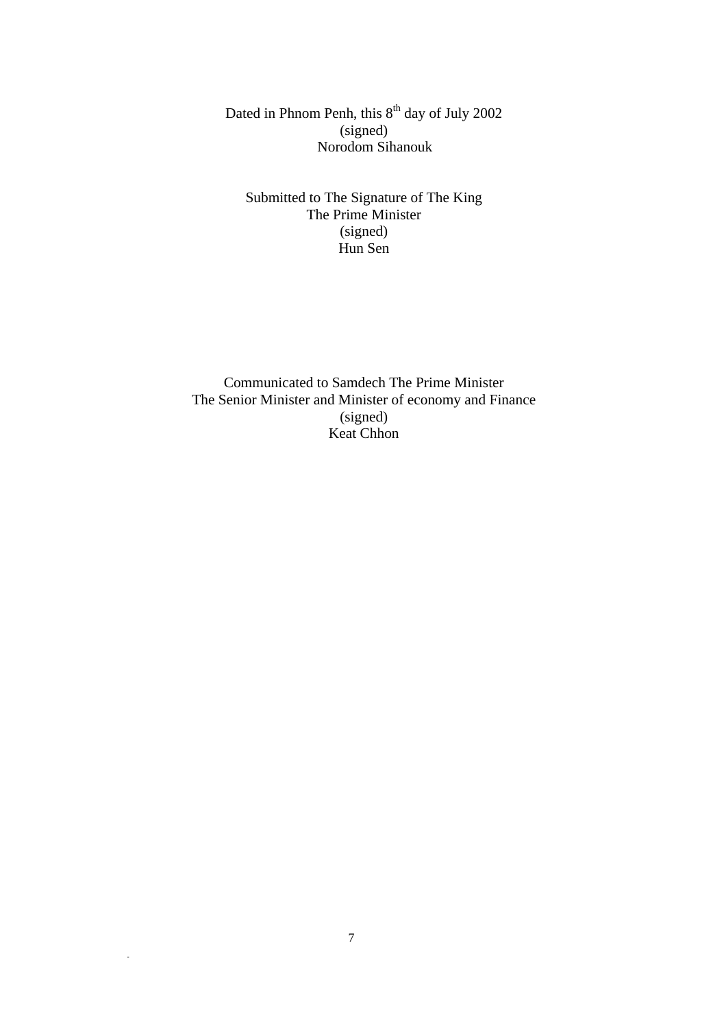Dated in Phnom Penh, this 8th day of July 2002
(signed)
Norodom Sihanouk

Submitted to The Signature of The King
The Prime Minister
(signed)
Hun Sen

Communicated to Samdech The Prime Minister
The Senior Minister and Minister of economy and Finance
(signed)
Keat Chhon